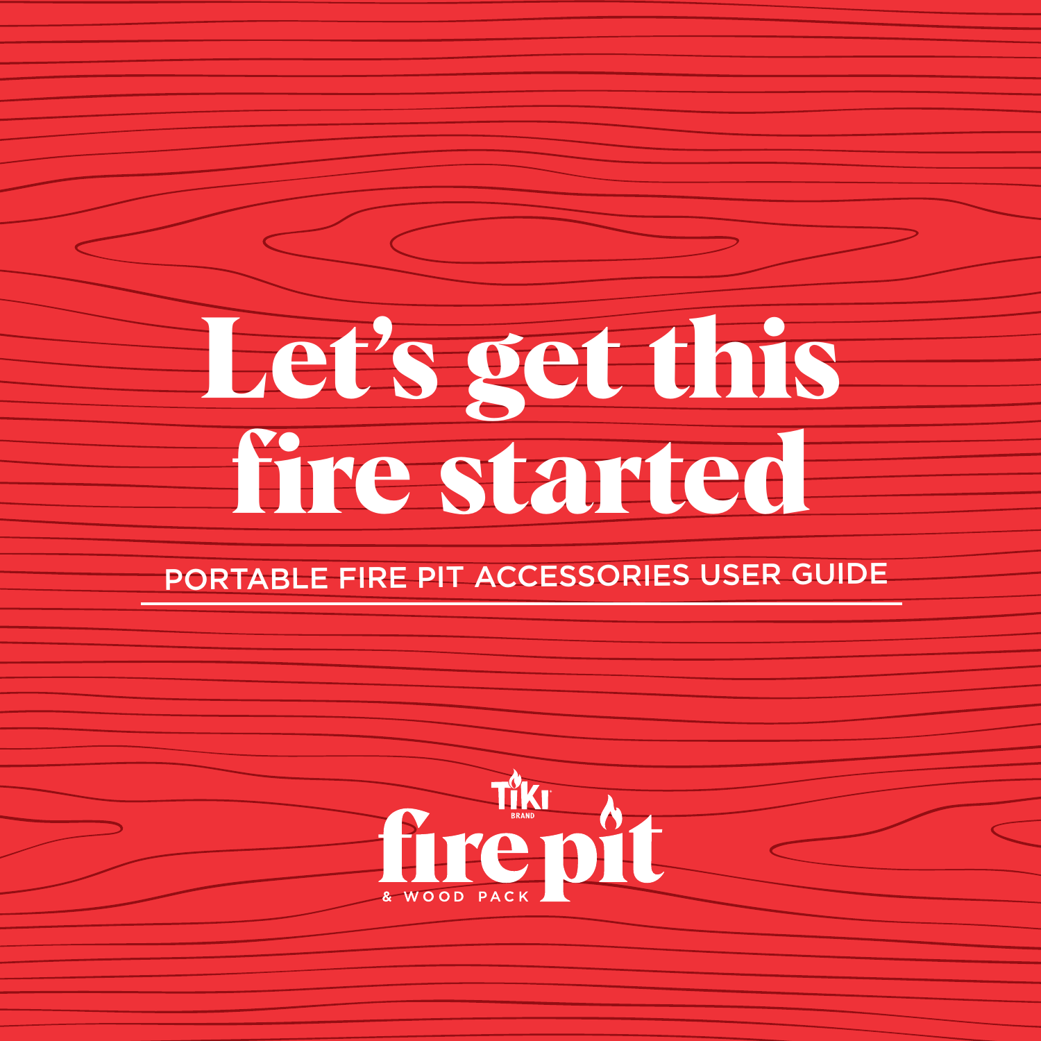# Let's get this fire started

## PORTABLE FIRE PIT ACCESSORIES USER GUIDE

TIKI BRAND

fire pit

& WOOD PACK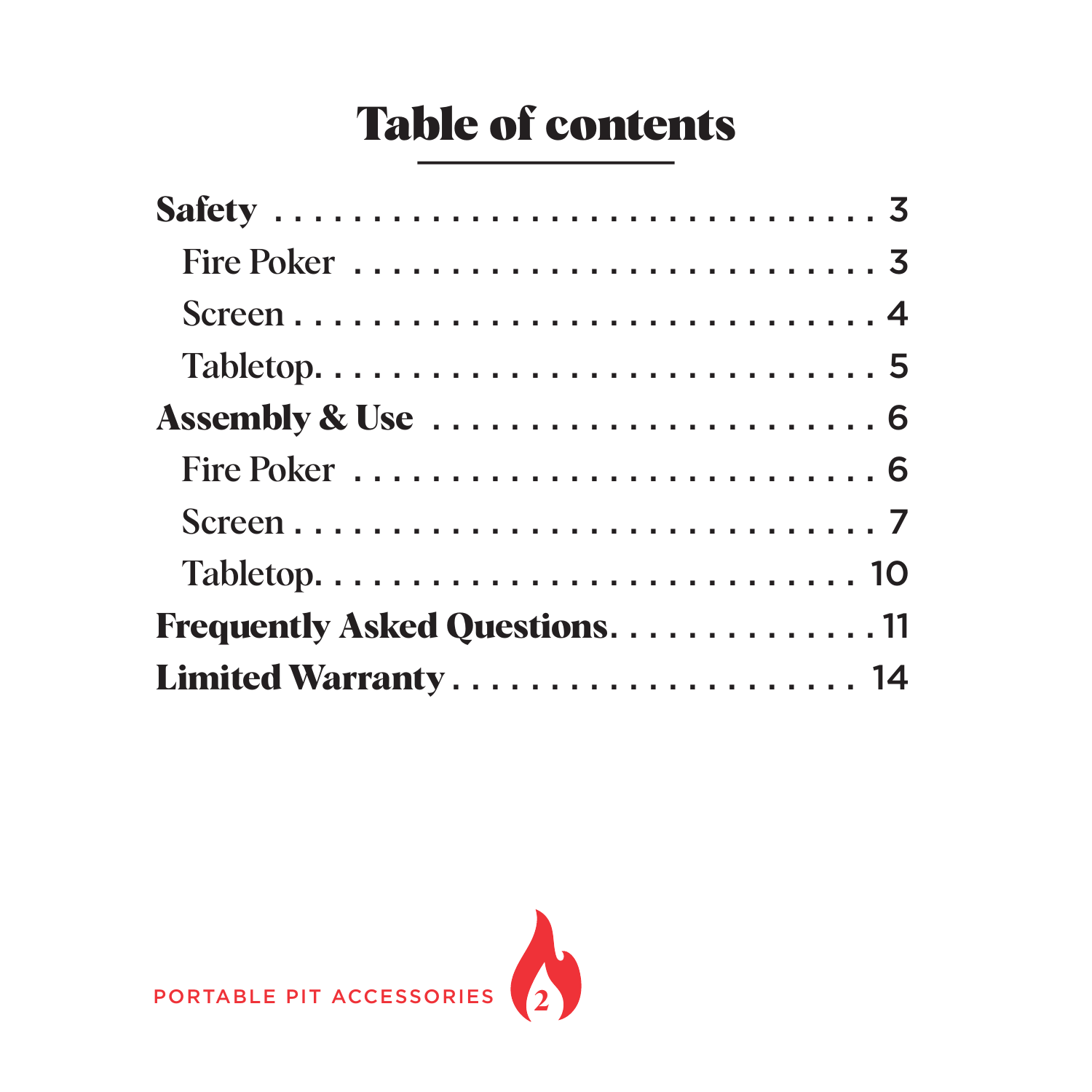# Table of contents

**Safety** . . . . . . . . . . . . . . . . . . . . . . . . . . . . 3

  Fire Poker . . . . . . . . . . . . . . . . . . . . . . . . . 3

  Screen . . . . . . . . . . . . . . . . . . . . . . . . . . . 4

  Tabletop. . . . . . . . . . . . . . . . . . . . . . . . . . 5

**Assembly & Use** . . . . . . . . . . . . . . . . . . . . . . 6

  Fire Poker . . . . . . . . . . . . . . . . . . . . . . . . . 6

  Screen . . . . . . . . . . . . . . . . . . . . . . . . . . . 7

  Tabletop. . . . . . . . . . . . . . . . . . . . . . . . . . 10

**Frequently Asked Questions**. . . . . . . . . . . . . . 11

**Limited Warranty** . . . . . . . . . . . . . . . . . . . . . 14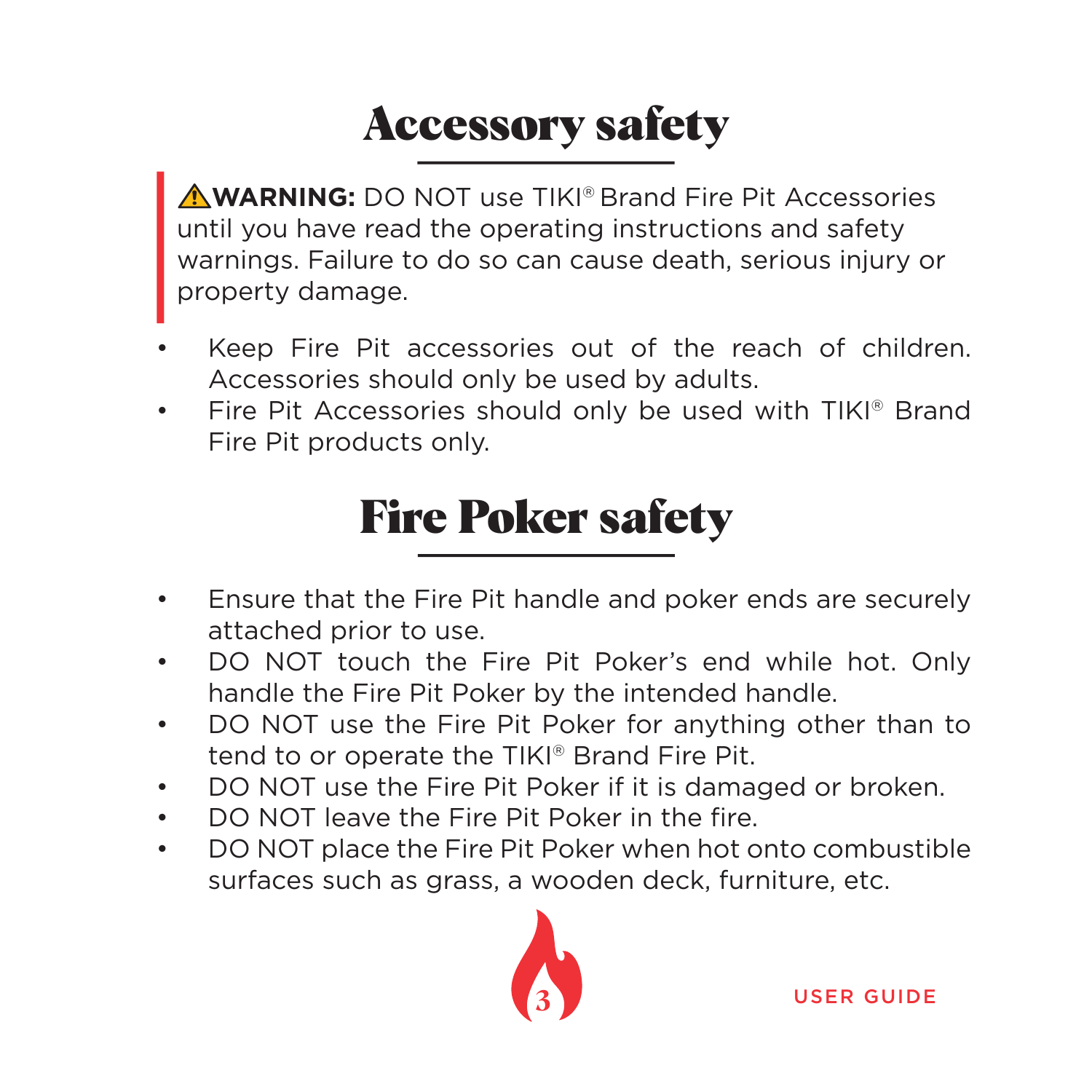# Accessory safety

⚠**WARNING:** DO NOT use TIKI® Brand Fire Pit Accessories until you have read the operating instructions and safety warnings. Failure to do so can cause death, serious injury or property damage.

- Keep Fire Pit accessories out of the reach of children. Accessories should only be used by adults.
- Fire Pit Accessories should only be used with TIKI® Brand Fire Pit products only.

# Fire Poker safety

- Ensure that the Fire Pit handle and poker ends are securely attached prior to use.
- DO NOT touch the Fire Pit Poker's end while hot. Only handle the Fire Pit Poker by the intended handle.
- DO NOT use the Fire Pit Poker for anything other than to tend to or operate the TIKI® Brand Fire Pit.
- DO NOT use the Fire Pit Poker if it is damaged or broken.
- DO NOT leave the Fire Pit Poker in the fire.
- DO NOT place the Fire Pit Poker when hot onto combustible surfaces such as grass, a wooden deck, furniture, etc.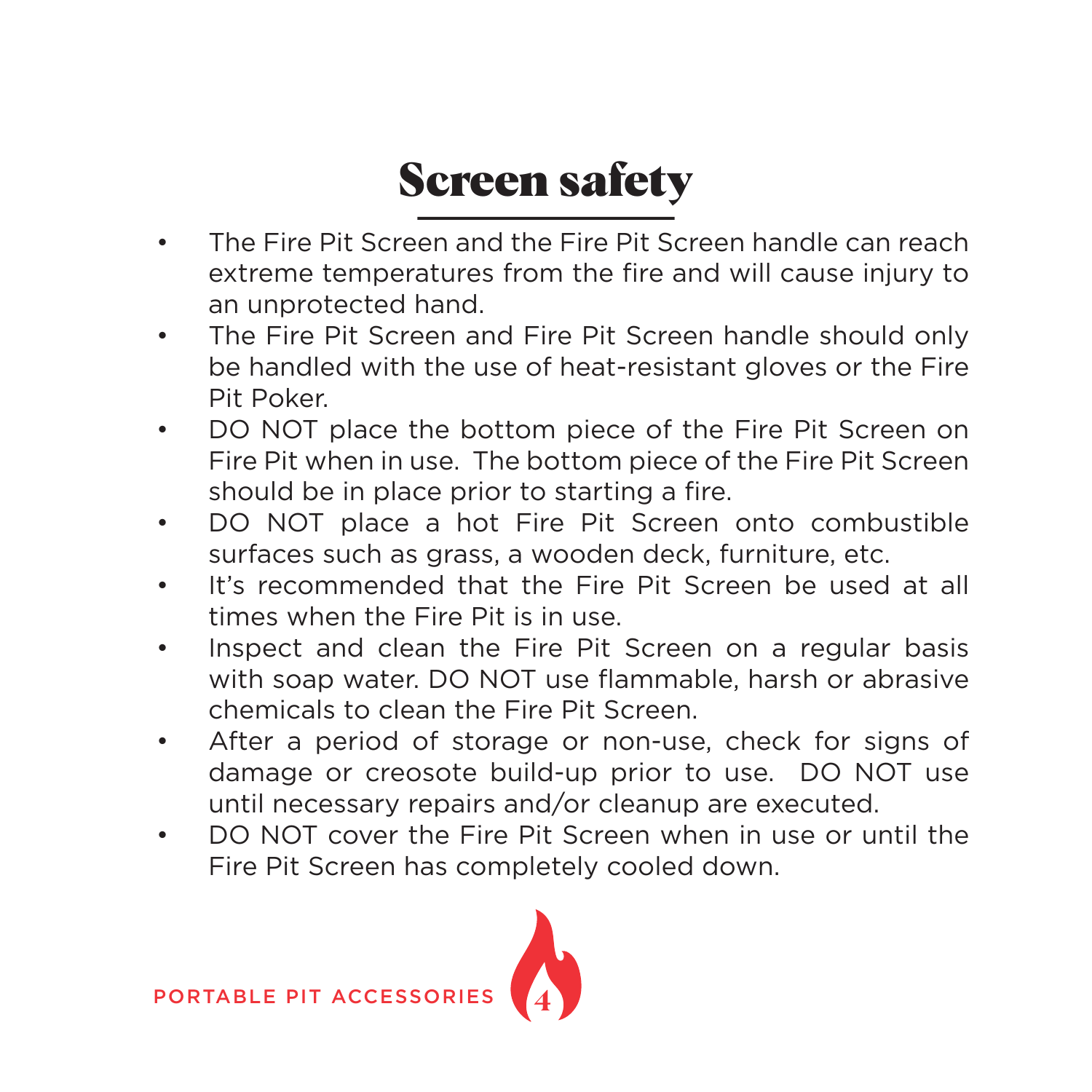# Screen safety

- The Fire Pit Screen and the Fire Pit Screen handle can reach extreme temperatures from the fire and will cause injury to an unprotected hand.
- The Fire Pit Screen and Fire Pit Screen handle should only be handled with the use of heat-resistant gloves or the Fire Pit Poker.
- DO NOT place the bottom piece of the Fire Pit Screen on Fire Pit when in use. The bottom piece of the Fire Pit Screen should be in place prior to starting a fire.
- DO NOT place a hot Fire Pit Screen onto combustible surfaces such as grass, a wooden deck, furniture, etc.
- It's recommended that the Fire Pit Screen be used at all times when the Fire Pit is in use.
- Inspect and clean the Fire Pit Screen on a regular basis with soap water. DO NOT use flammable, harsh or abrasive chemicals to clean the Fire Pit Screen.
- After a period of storage or non-use, check for signs of damage or creosote build-up prior to use. DO NOT use until necessary repairs and/or cleanup are executed.
- DO NOT cover the Fire Pit Screen when in use or until the Fire Pit Screen has completely cooled down.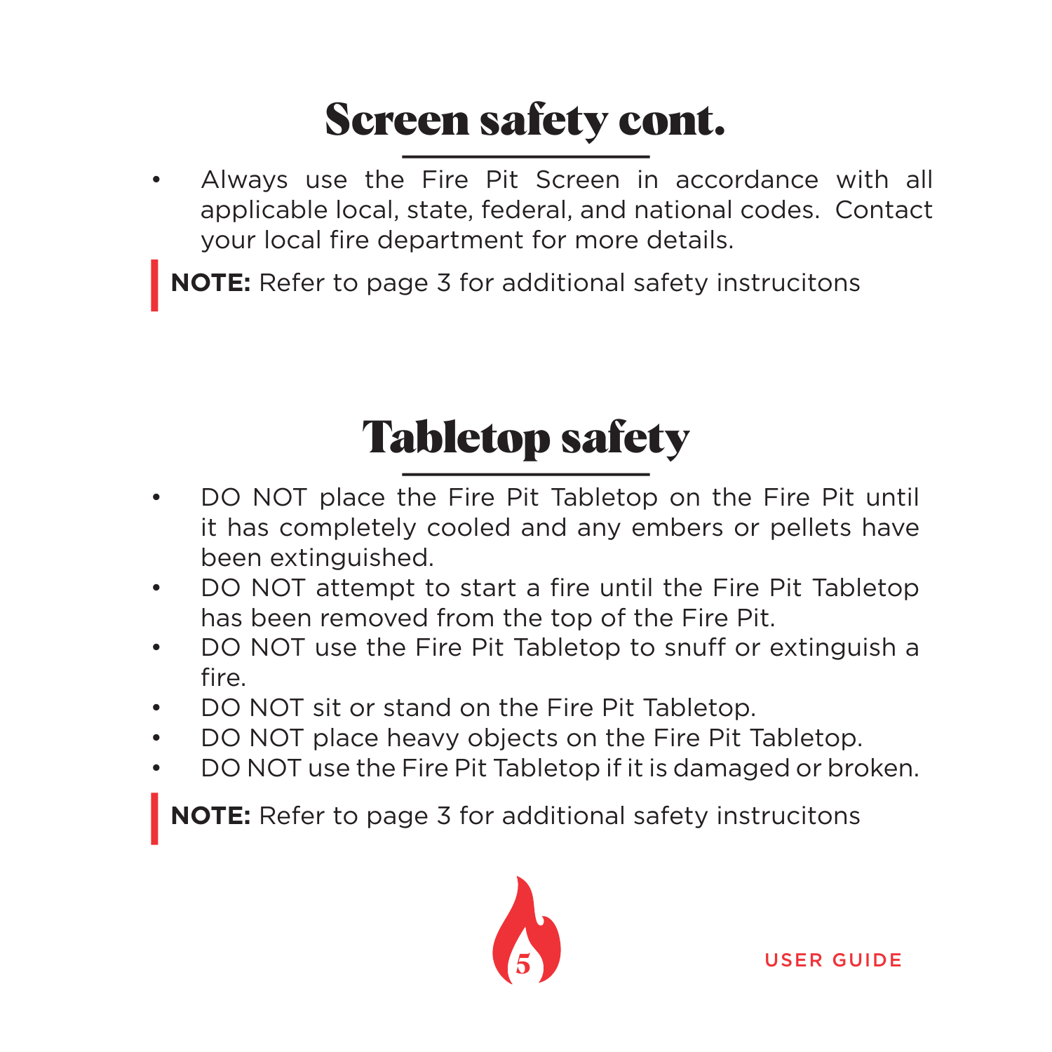## Screen safety cont.

- Always use the Fire Pit Screen in accordance with all applicable local, state, federal, and national codes. Contact your local fire department for more details.

**NOTE:** Refer to page 3 for additional safety instrucitons

## Tabletop safety

- DO NOT place the Fire Pit Tabletop on the Fire Pit until it has completely cooled and any embers or pellets have been extinguished.
- DO NOT attempt to start a fire until the Fire Pit Tabletop has been removed from the top of the Fire Pit.
- DO NOT use the Fire Pit Tabletop to snuff or extinguish a fire.
- DO NOT sit or stand on the Fire Pit Tabletop.
- DO NOT place heavy objects on the Fire Pit Tabletop.
- DO NOT use the Fire Pit Tabletop if it is damaged or broken.

**NOTE:** Refer to page 3 for additional safety instrucitons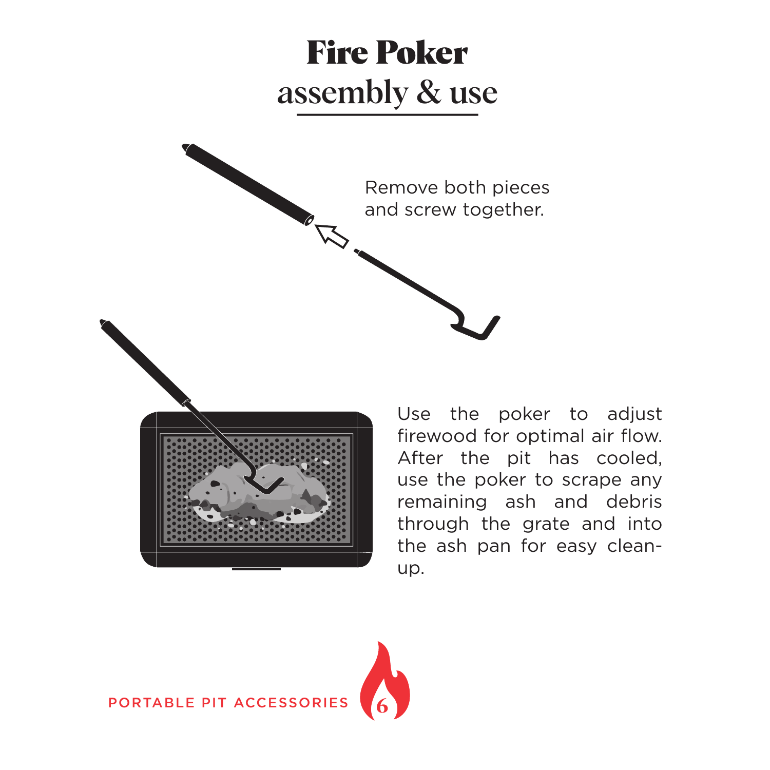# Fire Poker assembly & use

Remove both pieces and screw together.

Use the poker to adjust firewood for optimal air flow. After the pit has cooled, use the poker to scrape any remaining ash and debris through the grate and into the ash pan for easy clean-up.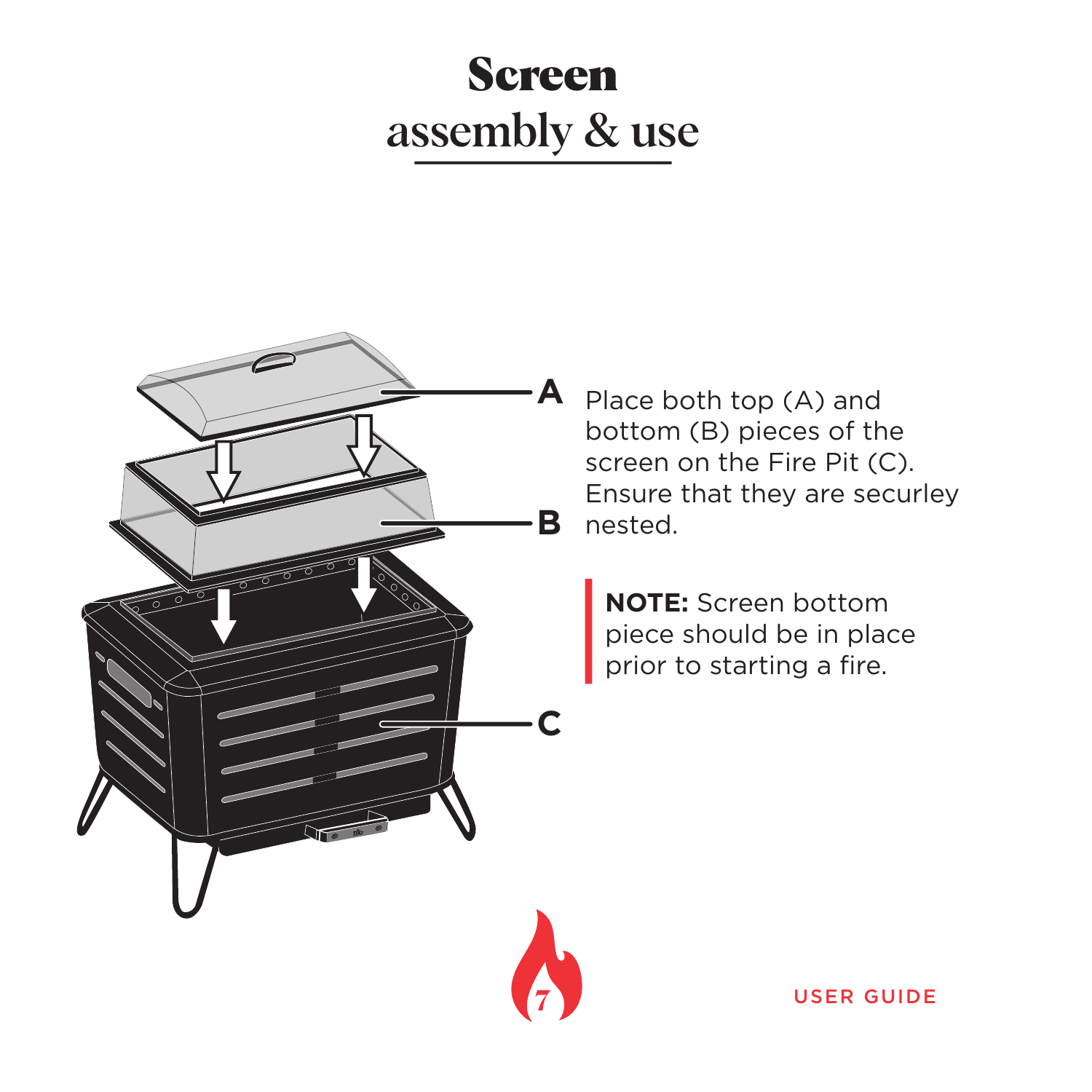# Screen assembly & use

A

B

C

Place both top (A) and bottom (B) pieces of the screen on the Fire Pit (C). Ensure that they are securley nested.

**NOTE:** Screen bottom piece should be in place prior to starting a fire.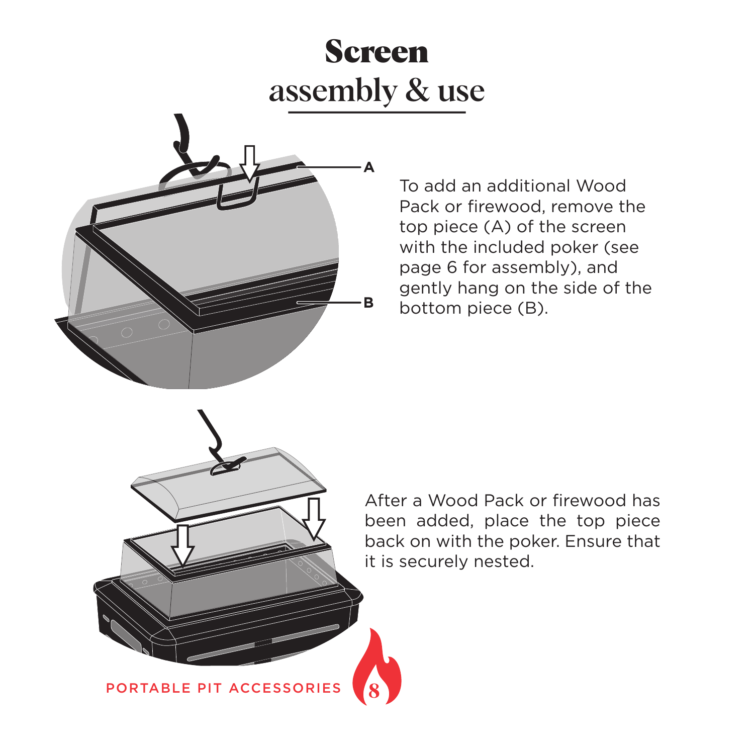# Screen assembly & use

To add an additional Wood Pack or firewood, remove the top piece (A) of the screen with the included poker (see page 6 for assembly), and gently hang on the side of the bottom piece (B).

After a Wood Pack or firewood has been added, place the top piece back on with the poker. Ensure that it is securely nested.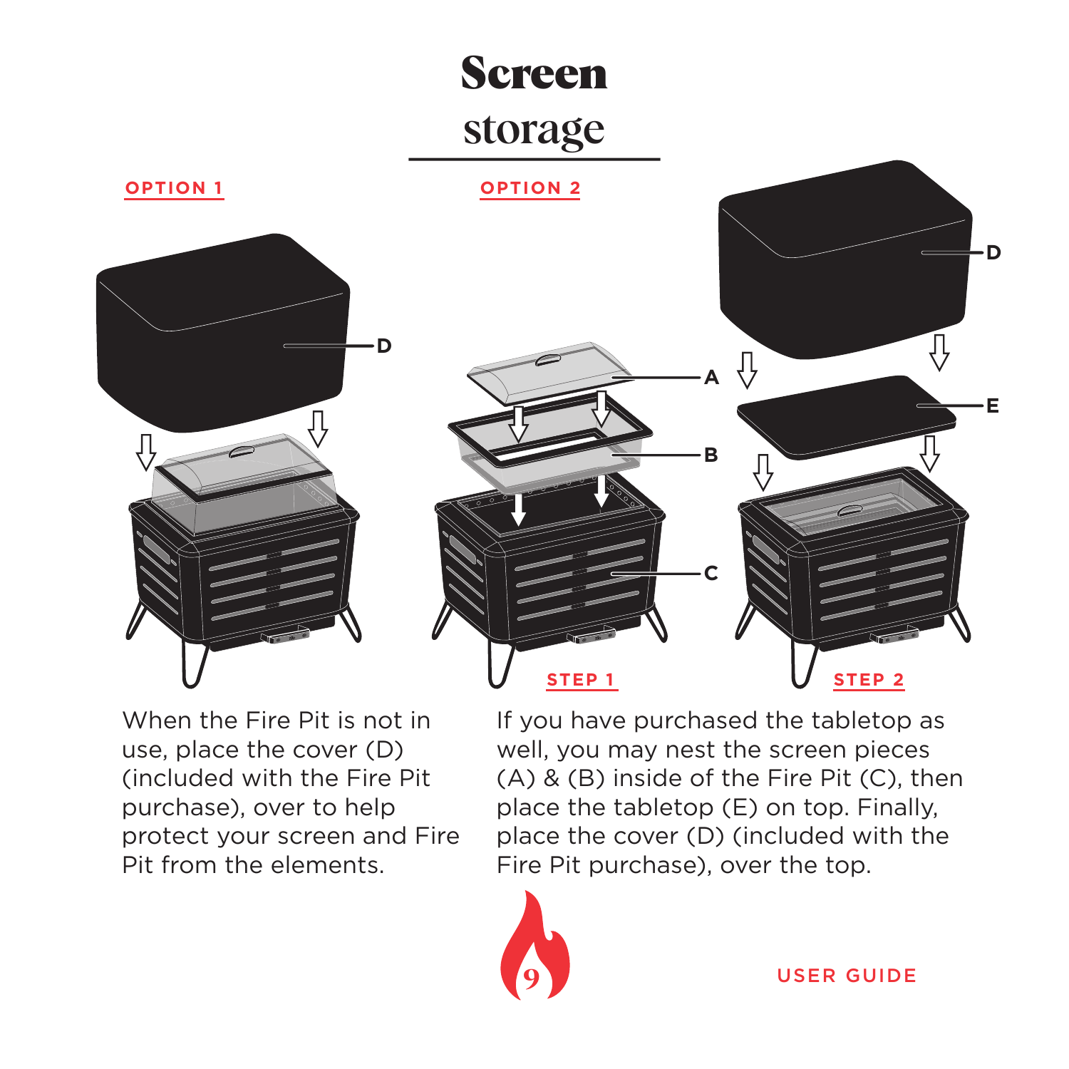# Screen storage

## OPTION 1

When the Fire Pit is not in use, place the cover (D) (included with the Fire Pit purchase), over to help protect your screen and Fire Pit from the elements.

## OPTION 2

STEP 1

STEP 2

If you have purchased the tabletop as well, you may nest the screen pieces (A) & (B) inside of the Fire Pit (C), then place the tabletop (E) on top. Finally, place the cover (D) (included with the Fire Pit purchase), over the top.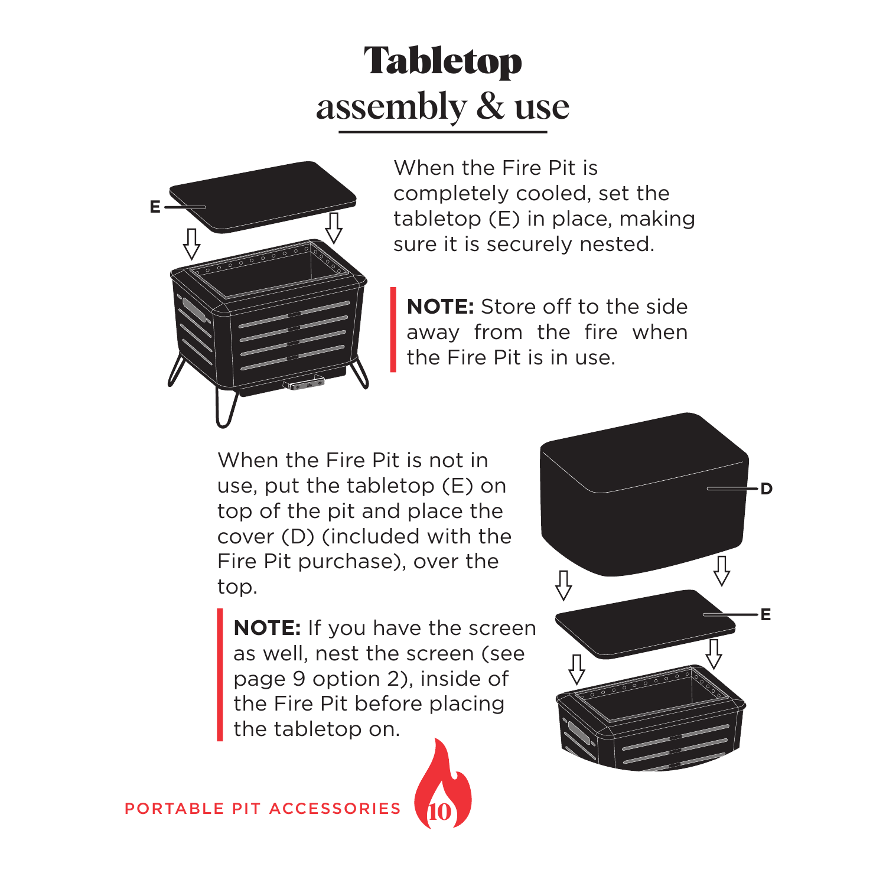# Tabletop assembly & use

When the Fire Pit is completely cooled, set the tabletop (E) in place, making sure it is securely nested.

**NOTE:** Store off to the side away from the fire when the Fire Pit is in use.

When the Fire Pit is not in use, put the tabletop (E) on top of the pit and place the cover (D) (included with the Fire Pit purchase), over the top.

**NOTE:** If you have the screen as well, nest the screen (see page 9 option 2), inside of the Fire Pit before placing the tabletop on.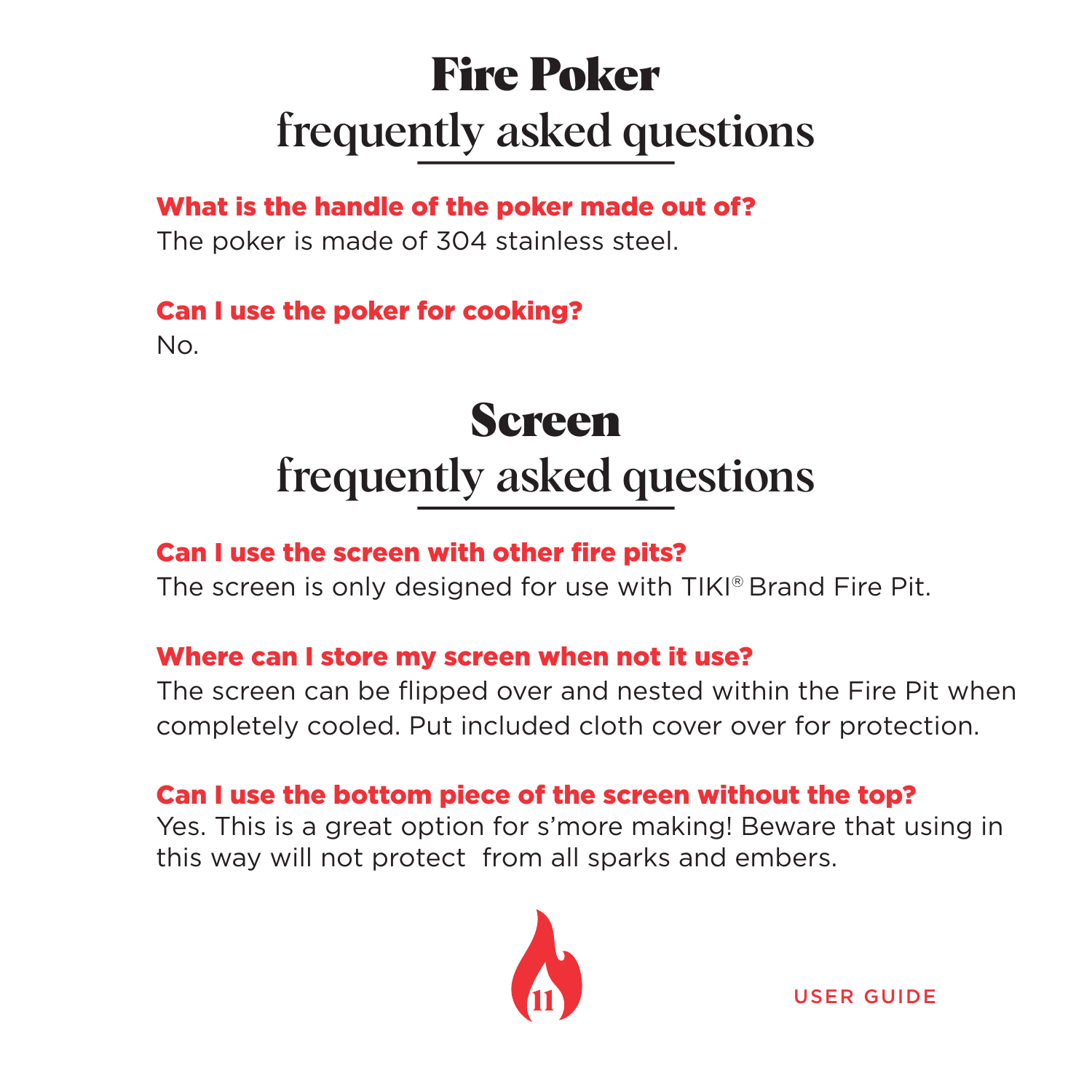# Fire Poker
## frequently asked questions

**What is the handle of the poker made out of?**

The poker is made of 304 stainless steel.

**Can I use the poker for cooking?**

No.

# Screen
## frequently asked questions

**Can I use the screen with other fire pits?**

The screen is only designed for use with TIKI® Brand Fire Pit.

**Where can I store my screen when not it use?**

The screen can be flipped over and nested within the Fire Pit when completely cooled. Put included cloth cover over for protection.

**Can I use the bottom piece of the screen without the top?**

Yes. This is a great option for s'more making! Beware that using in this way will not protect  from all sparks and embers.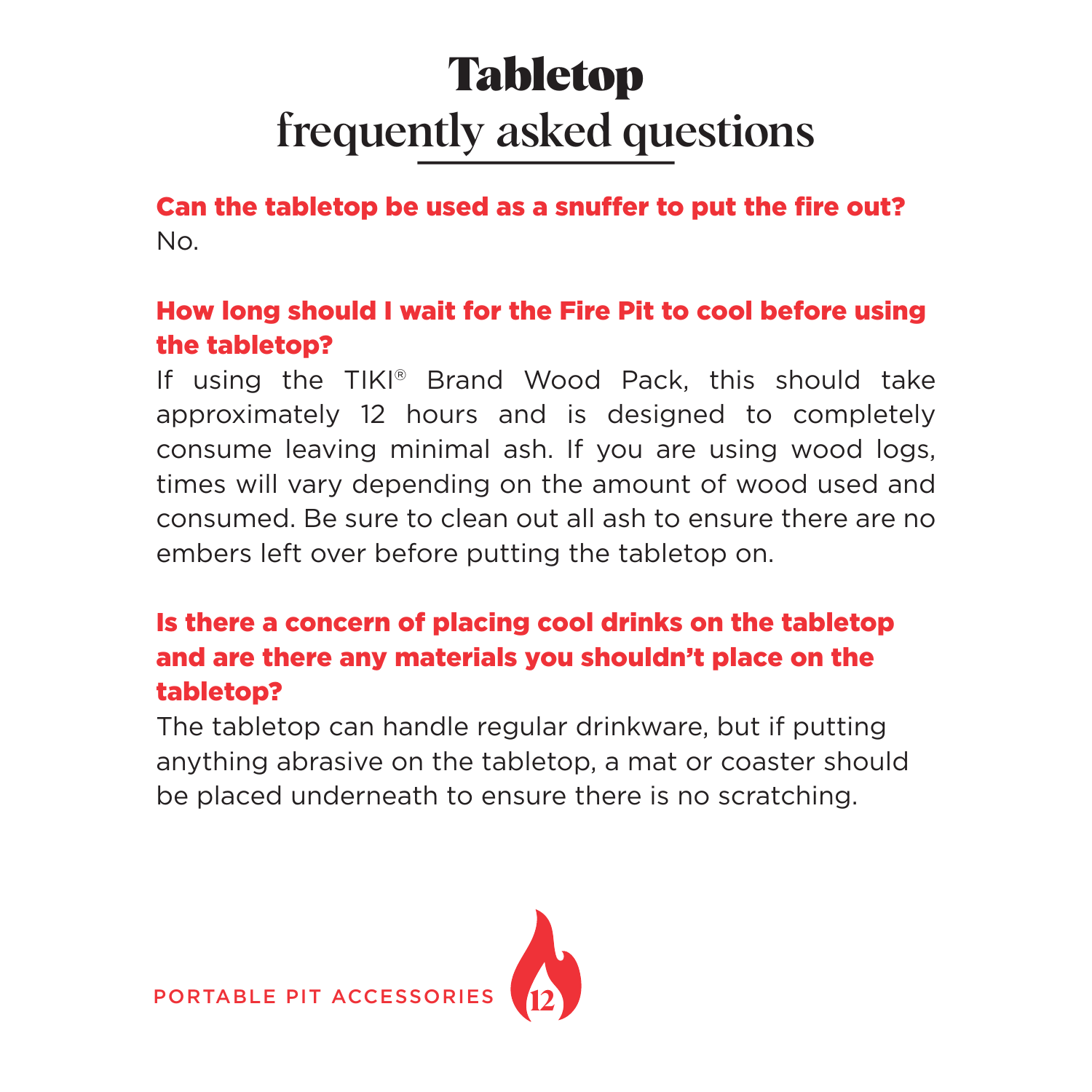# Tabletop

## frequently asked questions

**Can the tabletop be used as a snuffer to put the fire out?**

No.

**How long should I wait for the Fire Pit to cool before using the tabletop?**

If using the TIKI® Brand Wood Pack, this should take approximately 12 hours and is designed to completely consume leaving minimal ash. If you are using wood logs, times will vary depending on the amount of wood used and consumed. Be sure to clean out all ash to ensure there are no embers left over before putting the tabletop on.

**Is there a concern of placing cool drinks on the tabletop and are there any materials you shouldn't place on the tabletop?**

The tabletop can handle regular drinkware, but if putting anything abrasive on the tabletop, a mat or coaster should be placed underneath to ensure there is no scratching.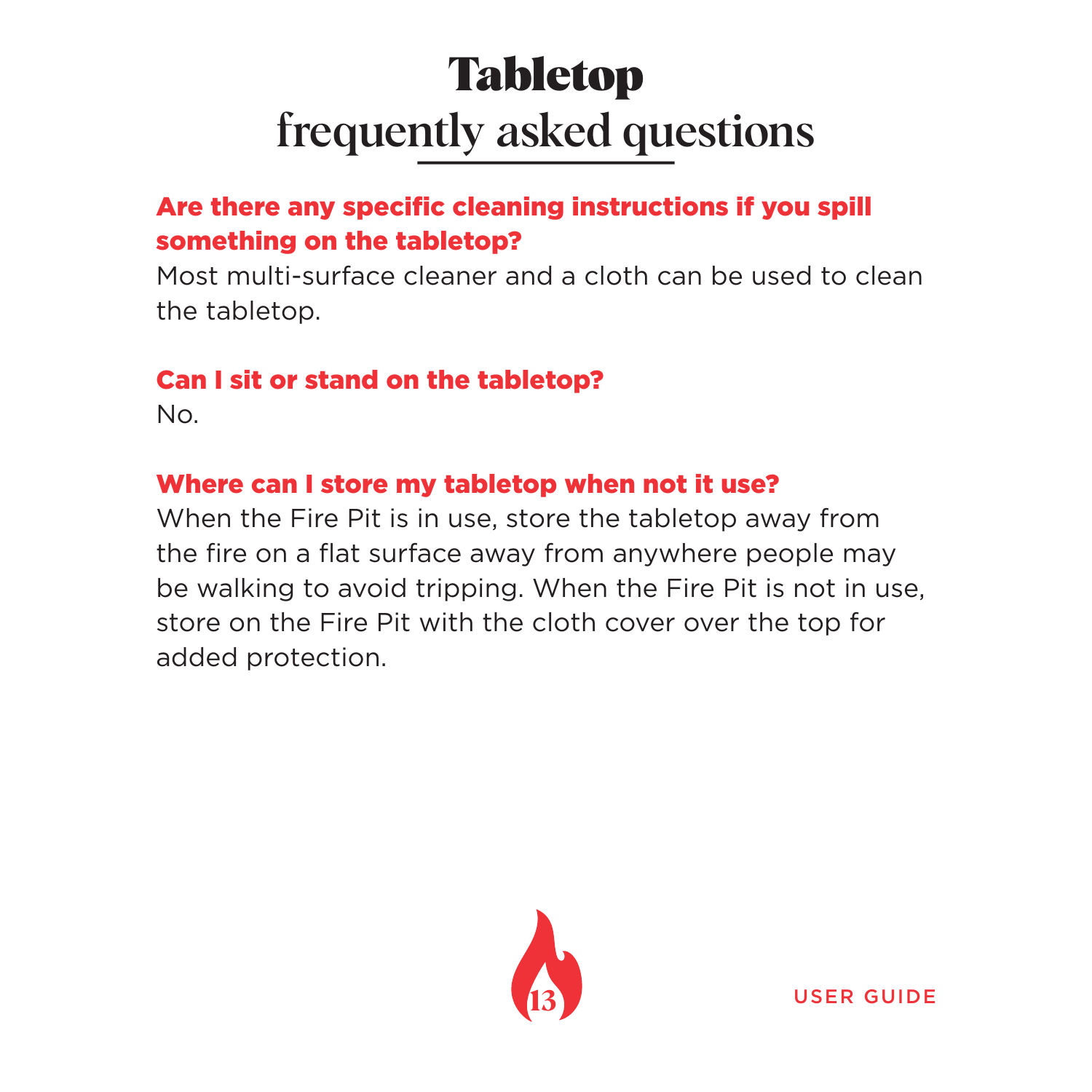# Tabletop
## frequently asked questions

**Are there any specific cleaning instructions if you spill something on the tabletop?**

Most multi-surface cleaner and a cloth can be used to clean the tabletop.

**Can I sit or stand on the tabletop?**

No.

**Where can I store my tabletop when not it use?**

When the Fire Pit is in use, store the tabletop away from the fire on a flat surface away from anywhere people may be walking to avoid tripping. When the Fire Pit is not in use, store on the Fire Pit with the cloth cover over the top for added protection.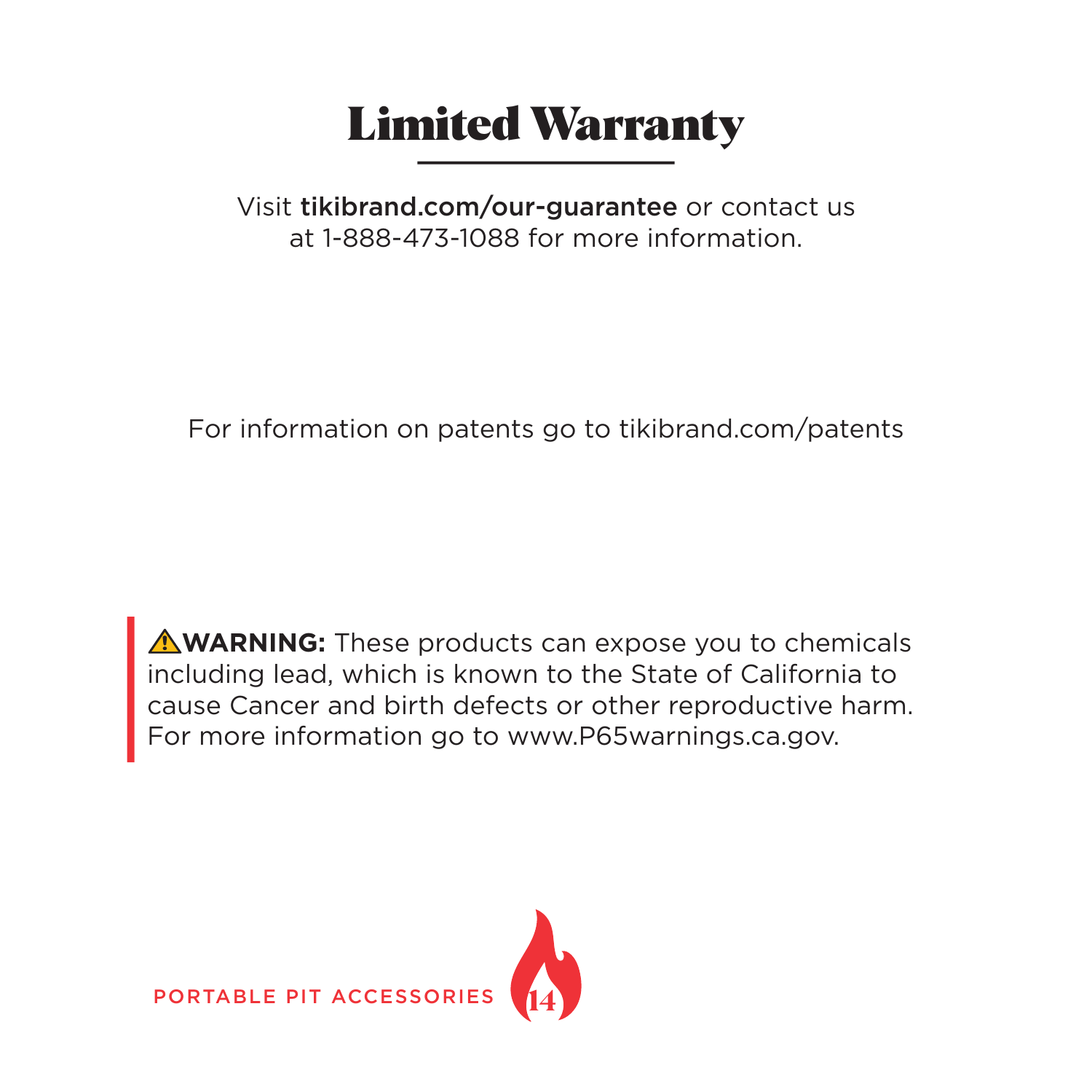# Limited Warranty

Visit **tikibrand.com/our-guarantee** or contact us at 1-888-473-1088 for more information.

For information on patents go to tikibrand.com/patents

⚠**WARNING:** These products can expose you to chemicals including lead, which is known to the State of California to cause Cancer and birth defects or other reproductive harm. For more information go to www.P65warnings.ca.gov.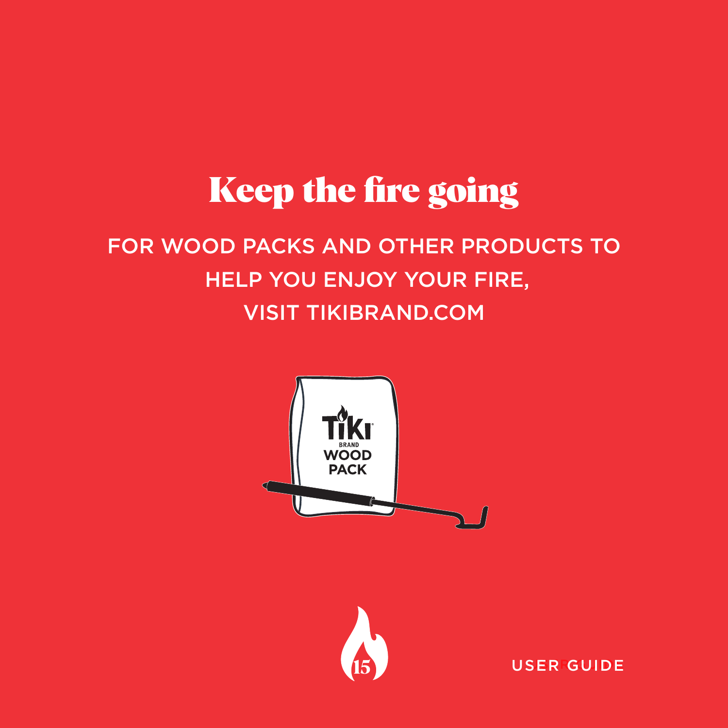# Keep the fire going

FOR WOOD PACKS AND OTHER PRODUCTS TO HELP YOU ENJOY YOUR FIRE, VISIT TIKIBRAND.COM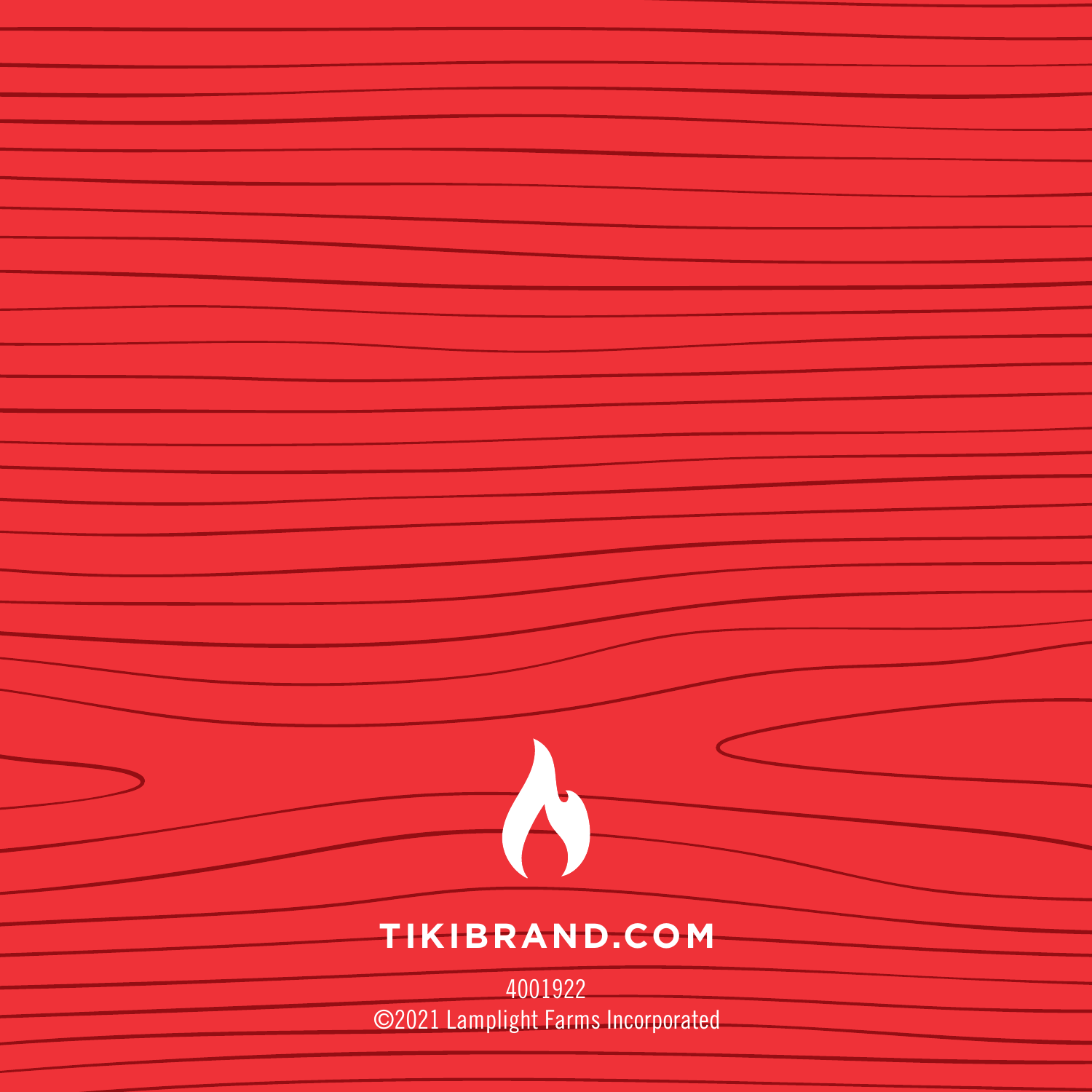**TIKIBRAND.COM**

4001922
©2021 Lamplight Farms Incorporated